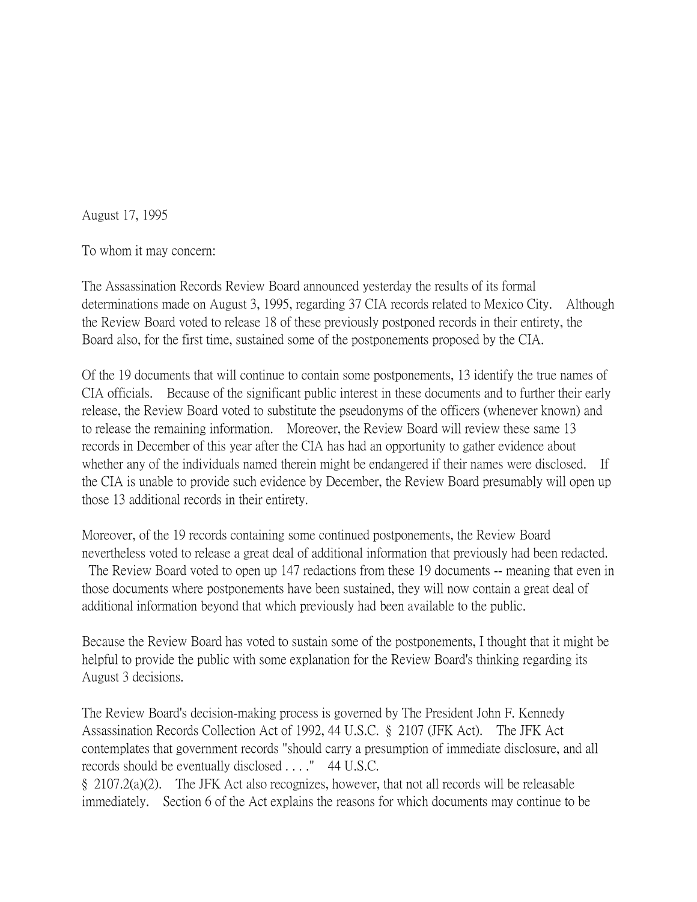August 17, 1995

To whom it may concern:

The Assassination Records Review Board announced yesterday the results of its formal determinations made on August 3, 1995, regarding 37 CIA records related to Mexico City. Although the Review Board voted to release 18 of these previously postponed records in their entirety, the Board also, for the first time, sustained some of the postponements proposed by the CIA.

Of the 19 documents that will continue to contain some postponements, 13 identify the true names of CIA officials. Because of the significant public interest in these documents and to further their early release, the Review Board voted to substitute the pseudonyms of the officers (whenever known) and to release the remaining information. Moreover, the Review Board will review these same 13 records in December of this year after the CIA has had an opportunity to gather evidence about whether any of the individuals named therein might be endangered if their names were disclosed. If the CIA is unable to provide such evidence by December, the Review Board presumably will open up those 13 additional records in their entirety.

Moreover, of the 19 records containing some continued postponements, the Review Board nevertheless voted to release a great deal of additional information that previously had been redacted. The Review Board voted to open up 147 redactions from these 19 documents -- meaning that even in those documents where postponements have been sustained, they will now contain a great deal of additional information beyond that which previously had been available to the public.

Because the Review Board has voted to sustain some of the postponements, I thought that it might be helpful to provide the public with some explanation for the Review Board's thinking regarding its August 3 decisions.

The Review Board's decision-making process is governed by The President John F. Kennedy Assassination Records Collection Act of 1992, 44 U.S.C. § 2107 (JFK Act). The JFK Act contemplates that government records "should carry a presumption of immediate disclosure, and all records should be eventually disclosed . . . ." 44 U.S.C. § 2107.2(a)(2). The JFK Act also recognizes, however, that not all records will be releasable immediately. Section 6 of the Act explains the reasons for which documents may continue to be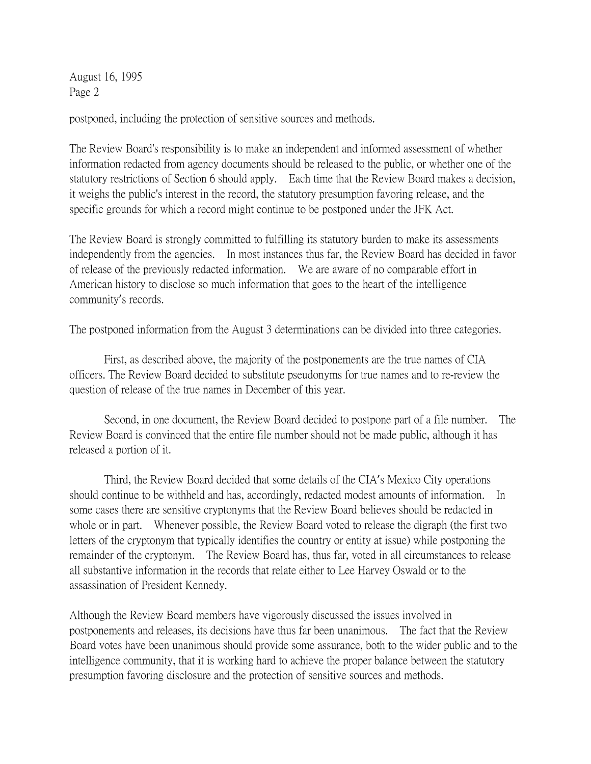postponed, including the protection of sensitive sources and methods.

The Review Board's responsibility is to make an independent and informed assessment of whether information redacted from agency documents should be released to the public, or whether one of the statutory restrictions of Section 6 should apply. Each time that the Review Board makes a decision, it weighs the public's interest in the record, the statutory presumption favoring release, and the specific grounds for which a record might continue to be postponed under the JFK Act.

The Review Board is strongly committed to fulfilling its statutory burden to make its assessments independently from the agencies. In most instances thus far, the Review Board has decided in favor of release of the previously redacted information. We are aware of no comparable effort in American history to disclose so much information that goes to the heart of the intelligence community's records.

The postponed information from the August 3 determinations can be divided into three categories.

First, as described above, the majority of the postponements are the true names of CIA officers. The Review Board decided to substitute pseudonyms for true names and to re-review the question of release of the true names in December of this year.

Second, in one document, the Review Board decided to postpone part of a file number. The Review Board is convinced that the entire file number should not be made public, although it has released a portion of it.

Third, the Review Board decided that some details of the CIA's Mexico City operations should continue to be withheld and has, accordingly, redacted modest amounts of information. In some cases there are sensitive cryptonyms that the Review Board believes should be redacted in whole or in part. Whenever possible, the Review Board voted to release the digraph (the first two letters of the cryptonym that typically identifies the country or entity at issue) while postponing the remainder of the cryptonym. The Review Board has, thus far, voted in all circumstances to release all substantive information in the records that relate either to Lee Harvey Oswald or to the assassination of President Kennedy.

Although the Review Board members have vigorously discussed the issues involved in postponements and releases, its decisions have thus far been unanimous. The fact that the Review Board votes have been unanimous should provide some assurance, both to the wider public and to the intelligence community, that it is working hard to achieve the proper balance between the statutory presumption favoring disclosure and the protection of sensitive sources and methods.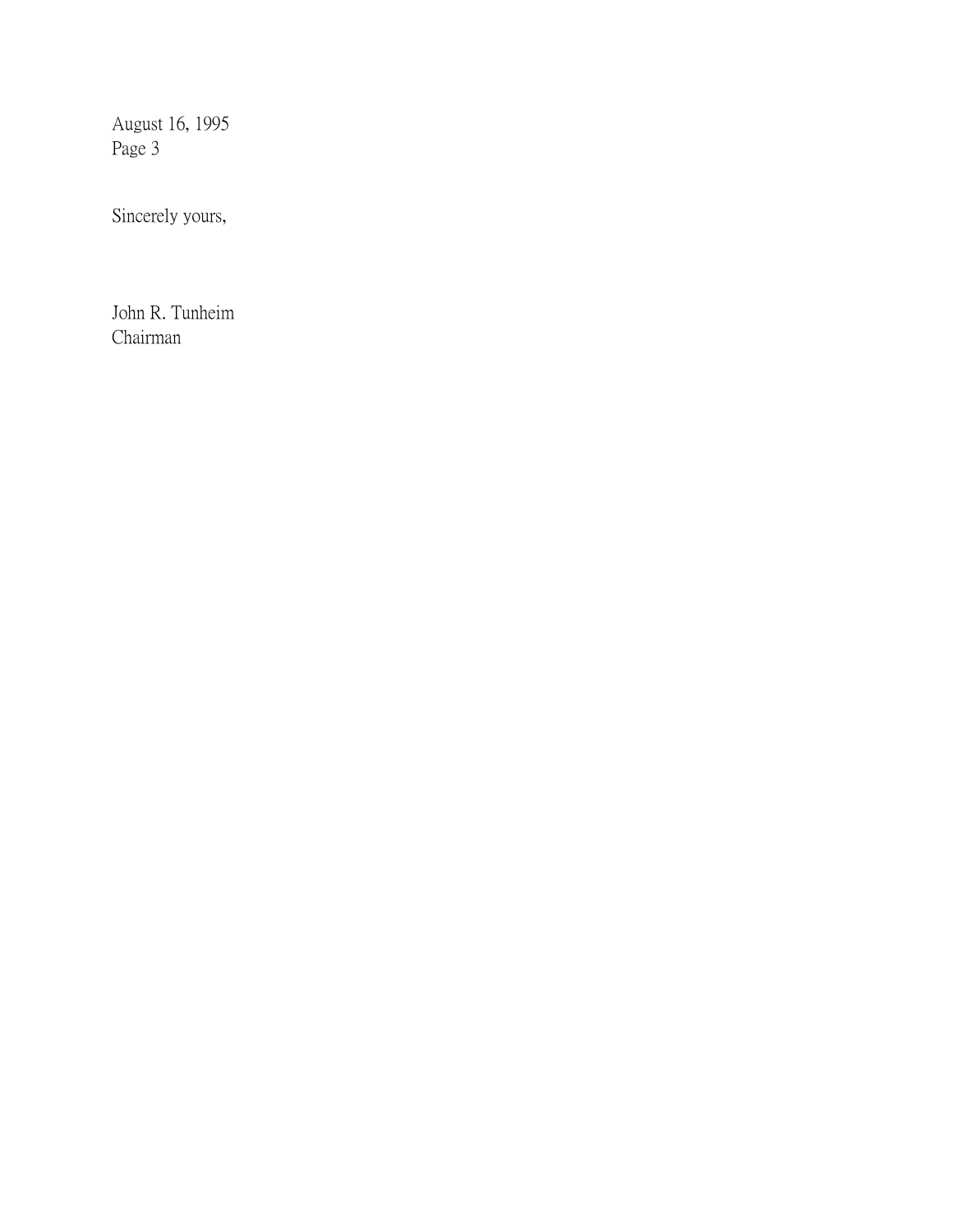Sincerely yours,

John R. Tunheim
Chairman